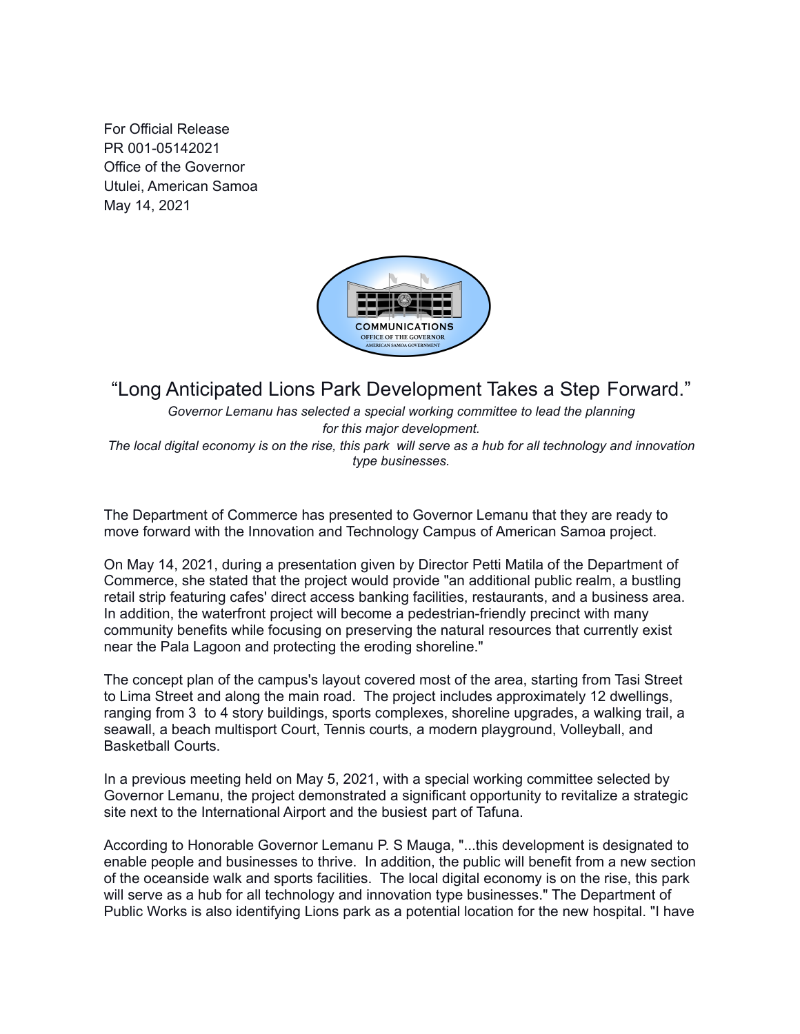For Official Release
PR 001-05142021
Office of the Governor
Utulei, American Samoa
May 14, 2021

COMMUNICATIONS
OFFICE OF THE GOVERNOR
AMERICAN SAMOA GOVERNMENT

# "Long Anticipated Lions Park Development Takes a Step Forward."

*Governor Lemanu has selected a special working committee to lead the planning for this major development.*
*The local digital economy is on the rise, this park will serve as a hub for all technology and innovation type businesses.*

The Department of Commerce has presented to Governor Lemanu that they are ready to move forward with the Innovation and Technology Campus of American Samoa project.

On May 14, 2021, during a presentation given by Director Petti Matila of the Department of Commerce, she stated that the project would provide "an additional public realm, a bustling retail strip featuring cafes' direct access banking facilities, restaurants, and a business area. In addition, the waterfront project will become a pedestrian-friendly precinct with many community benefits while focusing on preserving the natural resources that currently exist near the Pala Lagoon and protecting the eroding shoreline."

The concept plan of the campus's layout covered most of the area, starting from Tasi Street to Lima Street and along the main road. The project includes approximately 12 dwellings, ranging from 3 to 4 story buildings, sports complexes, shoreline upgrades, a walking trail, a seawall, a beach multisport Court, Tennis courts, a modern playground, Volleyball, and Basketball Courts.

In a previous meeting held on May 5, 2021, with a special working committee selected by Governor Lemanu, the project demonstrated a significant opportunity to revitalize a strategic site next to the International Airport and the busiest part of Tafuna.

According to Honorable Governor Lemanu P. S Mauga, "...this development is designated to enable people and businesses to thrive. In addition, the public will benefit from a new section of the oceanside walk and sports facilities. The local digital economy is on the rise, this park will serve as a hub for all technology and innovation type businesses." The Department of Public Works is also identifying Lions park as a potential location for the new hospital. "I have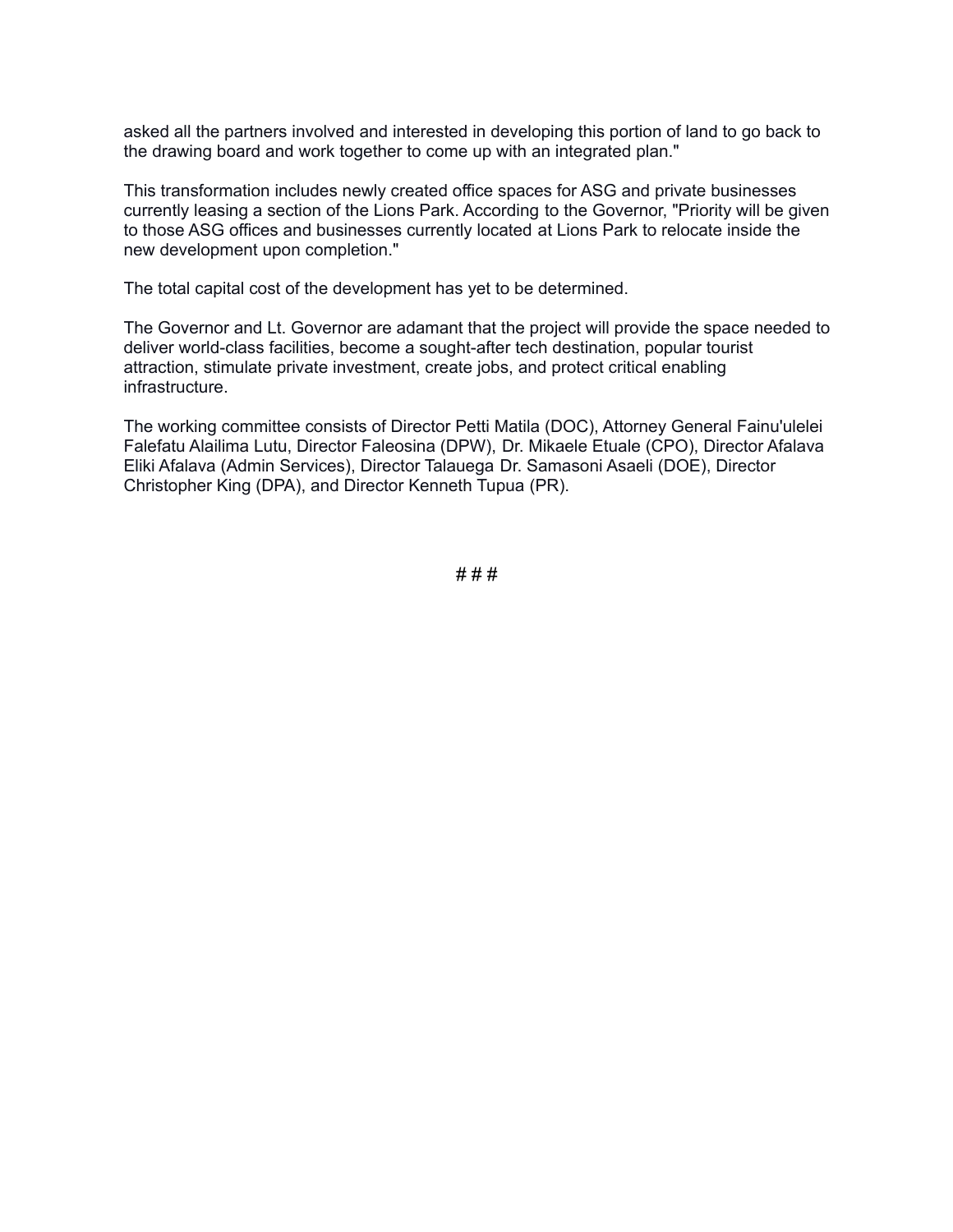asked all the partners involved and interested in developing this portion of land to go back to the drawing board and work together to come up with an integrated plan."

This transformation includes newly created office spaces for ASG and private businesses currently leasing a section of the Lions Park. According to the Governor, "Priority will be given to those ASG offices and businesses currently located at Lions Park to relocate inside the new development upon completion."

The total capital cost of the development has yet to be determined.

The Governor and Lt. Governor are adamant that the project will provide the space needed to deliver world-class facilities, become a sought-after tech destination, popular tourist attraction, stimulate private investment, create jobs, and protect critical enabling infrastructure.

The working committee consists of Director Petti Matila (DOC), Attorney General Fainu'ulelei Falefatu Alailima Lutu, Director Faleosina (DPW), Dr. Mikaele Etuale (CPO), Director Afalava Eliki Afalava (Admin Services), Director Talauega Dr. Samasoni Asaeli (DOE), Director Christopher King (DPA), and Director Kenneth Tupua (PR).

# # #